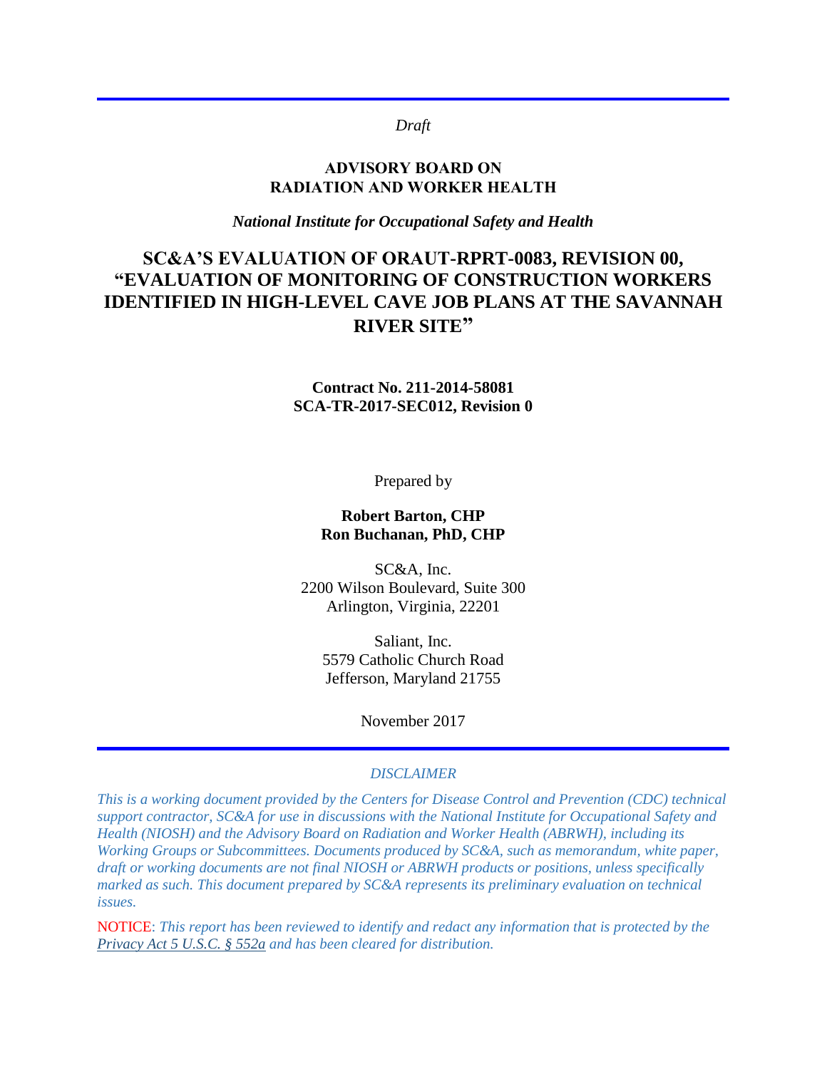*Draft*

**ADVISORY BOARD ON**
**RADIATION AND WORKER HEALTH**

***National Institute for Occupational Safety and Health***

# SC&A'S EVALUATION OF ORAUT-RPRT-0083, REVISION 00, "EVALUATION OF MONITORING OF CONSTRUCTION WORKERS IDENTIFIED IN HIGH-LEVEL CAVE JOB PLANS AT THE SAVANNAH RIVER SITE"

**Contract No. 211-2014-58081**
**SCA-TR-2017-SEC012, Revision 0**

Prepared by

**Robert Barton, CHP**
**Ron Buchanan, PhD, CHP**

SC&A, Inc.
2200 Wilson Boulevard, Suite 300
Arlington, Virginia, 22201

Saliant, Inc.
5579 Catholic Church Road
Jefferson, Maryland 21755

November 2017

*DISCLAIMER*

*This is a working document provided by the Centers for Disease Control and Prevention (CDC) technical support contractor, SC&A for use in discussions with the National Institute for Occupational Safety and Health (NIOSH) and the Advisory Board on Radiation and Worker Health (ABRWH), including its Working Groups or Subcommittees. Documents produced by SC&A, such as memorandum, white paper, draft or working documents are not final NIOSH or ABRWH products or positions, unless specifically marked as such. This document prepared by SC&A represents its preliminary evaluation on technical issues.*

NOTICE: *This report has been reviewed to identify and redact any information that is protected by the Privacy Act 5 U.S.C. § 552a and has been cleared for distribution.*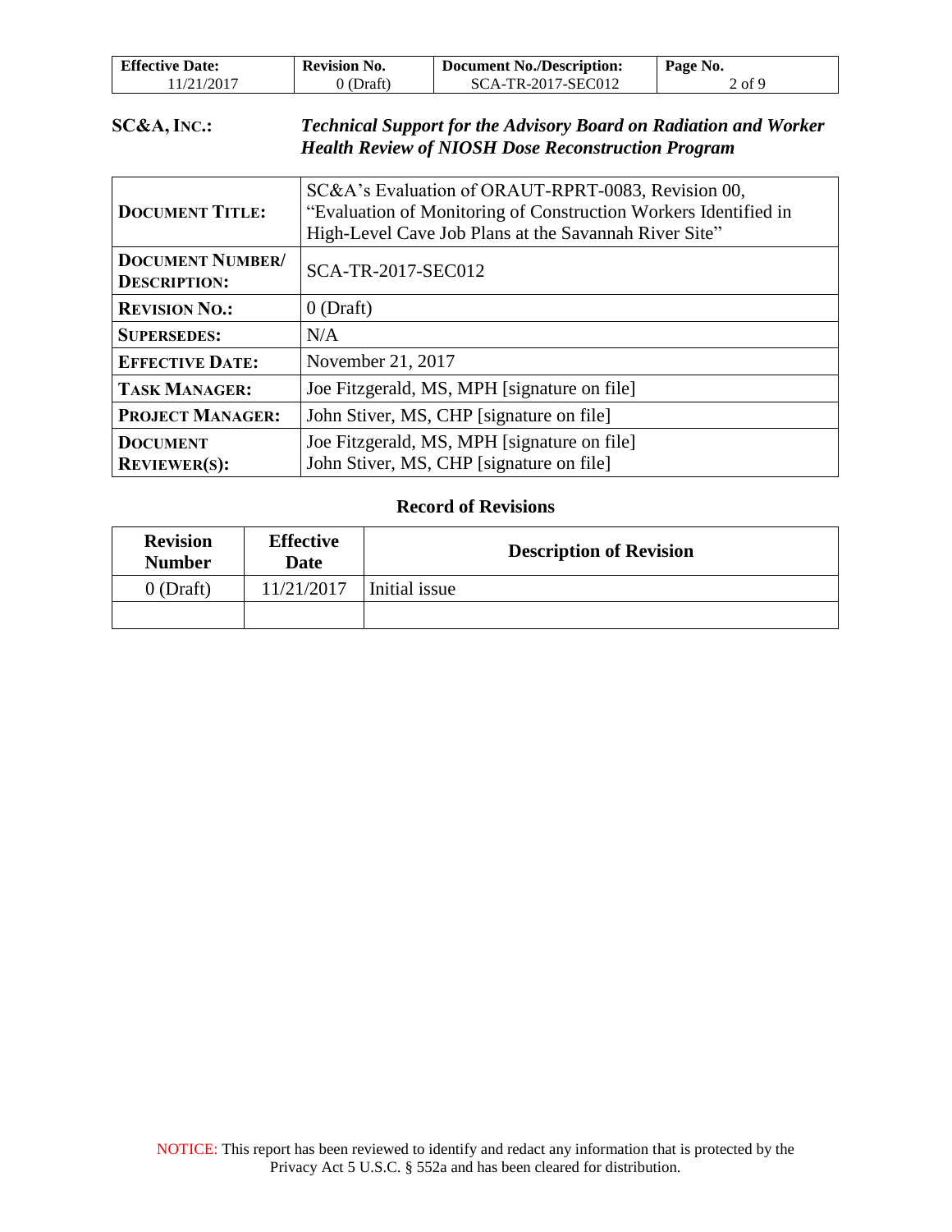**SC&A, INC.:** ***Technical Support for the Advisory Board on Radiation and Worker Health Review of NIOSH Dose Reconstruction Program***

| | |
|---|---|
| **DOCUMENT TITLE:** | SC&A's Evaluation of ORAUT-RPRT-0083, Revision 00, "Evaluation of Monitoring of Construction Workers Identified in High-Level Cave Job Plans at the Savannah River Site" |
| **DOCUMENT NUMBER/ DESCRIPTION:** | SCA-TR-2017-SEC012 |
| **REVISION NO.:** | 0 (Draft) |
| **SUPERSEDES:** | N/A |
| **EFFECTIVE DATE:** | November 21, 2017 |
| **TASK MANAGER:** | Joe Fitzgerald, MS, MPH [signature on file] |
| **PROJECT MANAGER:** | John Stiver, MS, CHP [signature on file] |
| **DOCUMENT REVIEWER(S):** | Joe Fitzgerald, MS, MPH [signature on file]<br>John Stiver, MS, CHP [signature on file] |

## Record of Revisions

| Revision Number | Effective Date | Description of Revision |
|---|---|---|
| 0 (Draft) | 11/21/2017 | Initial issue |
| | | |

NOTICE: This report has been reviewed to identify and redact any information that is protected by the Privacy Act 5 U.S.C. § 552a and has been cleared for distribution.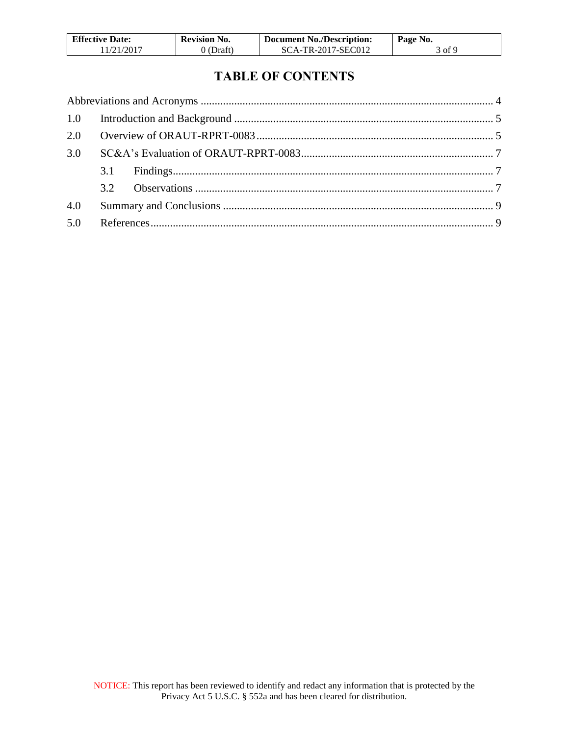# TABLE OF CONTENTS

Abbreviations and Acronyms ........................................................................................................ 4

1.0 Introduction and Background ............................................................................................. 5

2.0 Overview of ORAUT-RPRT-0083 ..................................................................................... 5

3.0 SC&A's Evaluation of ORAUT-RPRT-0083 ..................................................................... 7

3.1 Findings.................................................................................................................. 7

3.2 Observations .......................................................................................................... 7

4.0 Summary and Conclusions ................................................................................................. 9

5.0 References........................................................................................................................... 9

NOTICE: This report has been reviewed to identify and redact any information that is protected by the Privacy Act 5 U.S.C. § 552a and has been cleared for distribution.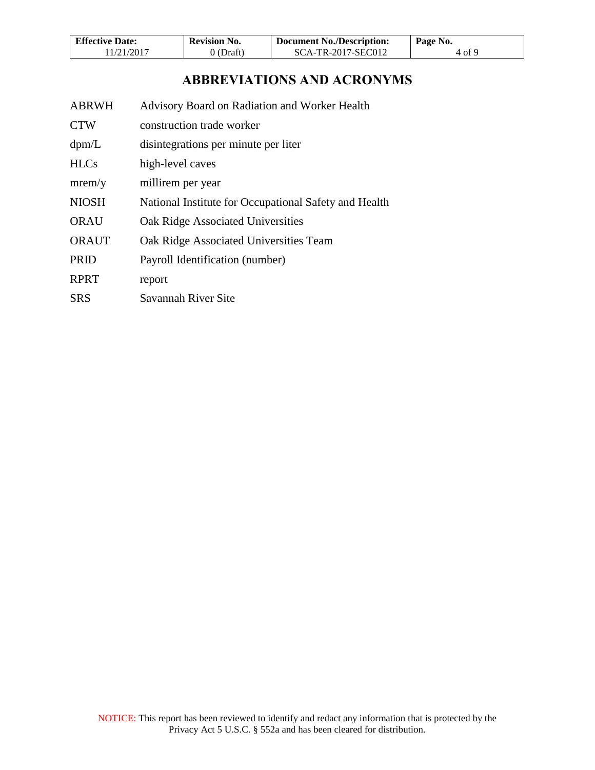# ABBREVIATIONS AND ACRONYMS

| | |
|---|---|
| ABRWH | Advisory Board on Radiation and Worker Health |
| CTW | construction trade worker |
| dpm/L | disintegrations per minute per liter |
| HLCs | high-level caves |
| mrem/y | millirem per year |
| NIOSH | National Institute for Occupational Safety and Health |
| ORAU | Oak Ridge Associated Universities |
| ORAUT | Oak Ridge Associated Universities Team |
| PRID | Payroll Identification (number) |
| RPRT | report |
| SRS | Savannah River Site |

NOTICE: This report has been reviewed to identify and redact any information that is protected by the Privacy Act 5 U.S.C. § 552a and has been cleared for distribution.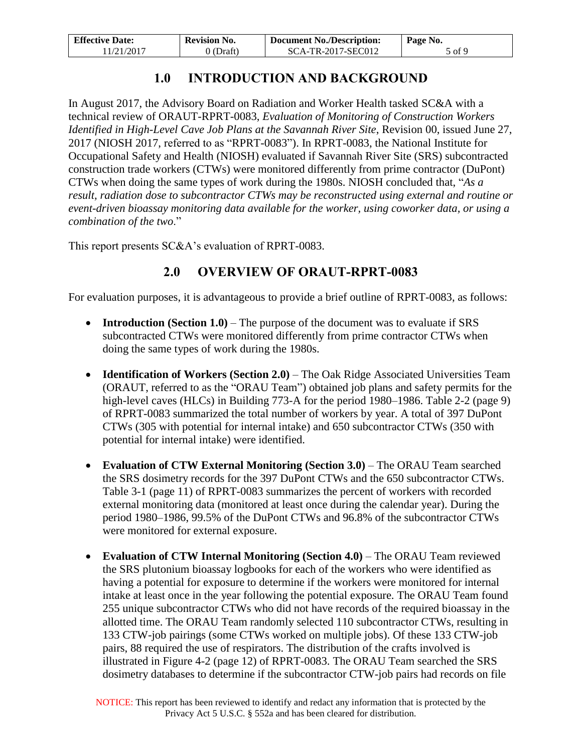# 1.0 INTRODUCTION AND BACKGROUND

In August 2017, the Advisory Board on Radiation and Worker Health tasked SC&A with a technical review of ORAUT-RPRT-0083, *Evaluation of Monitoring of Construction Workers Identified in High-Level Cave Job Plans at the Savannah River Site*, Revision 00, issued June 27, 2017 (NIOSH 2017, referred to as "RPRT-0083"). In RPRT-0083, the National Institute for Occupational Safety and Health (NIOSH) evaluated if Savannah River Site (SRS) subcontracted construction trade workers (CTWs) were monitored differently from prime contractor (DuPont) CTWs when doing the same types of work during the 1980s. NIOSH concluded that, "*As a result, radiation dose to subcontractor CTWs may be reconstructed using external and routine or event-driven bioassay monitoring data available for the worker, using coworker data, or using a combination of the two*."

This report presents SC&A's evaluation of RPRT-0083.

# 2.0 OVERVIEW OF ORAUT-RPRT-0083

For evaluation purposes, it is advantageous to provide a brief outline of RPRT-0083, as follows:

- **Introduction (Section 1.0)** – The purpose of the document was to evaluate if SRS subcontracted CTWs were monitored differently from prime contractor CTWs when doing the same types of work during the 1980s.

- **Identification of Workers (Section 2.0)** – The Oak Ridge Associated Universities Team (ORAUT, referred to as the "ORAU Team") obtained job plans and safety permits for the high-level caves (HLCs) in Building 773-A for the period 1980–1986. Table 2-2 (page 9) of RPRT-0083 summarized the total number of workers by year. A total of 397 DuPont CTWs (305 with potential for internal intake) and 650 subcontractor CTWs (350 with potential for internal intake) were identified.

- **Evaluation of CTW External Monitoring (Section 3.0)** – The ORAU Team searched the SRS dosimetry records for the 397 DuPont CTWs and the 650 subcontractor CTWs. Table 3-1 (page 11) of RPRT-0083 summarizes the percent of workers with recorded external monitoring data (monitored at least once during the calendar year). During the period 1980–1986, 99.5% of the DuPont CTWs and 96.8% of the subcontractor CTWs were monitored for external exposure.

- **Evaluation of CTW Internal Monitoring (Section 4.0)** – The ORAU Team reviewed the SRS plutonium bioassay logbooks for each of the workers who were identified as having a potential for exposure to determine if the workers were monitored for internal intake at least once in the year following the potential exposure. The ORAU Team found 255 unique subcontractor CTWs who did not have records of the required bioassay in the allotted time. The ORAU Team randomly selected 110 subcontractor CTWs, resulting in 133 CTW-job pairings (some CTWs worked on multiple jobs). Of these 133 CTW-job pairs, 88 required the use of respirators. The distribution of the crafts involved is illustrated in Figure 4-2 (page 12) of RPRT-0083. The ORAU Team searched the SRS dosimetry databases to determine if the subcontractor CTW-job pairs had records on file

NOTICE: This report has been reviewed to identify and redact any information that is protected by the Privacy Act 5 U.S.C. § 552a and has been cleared for distribution.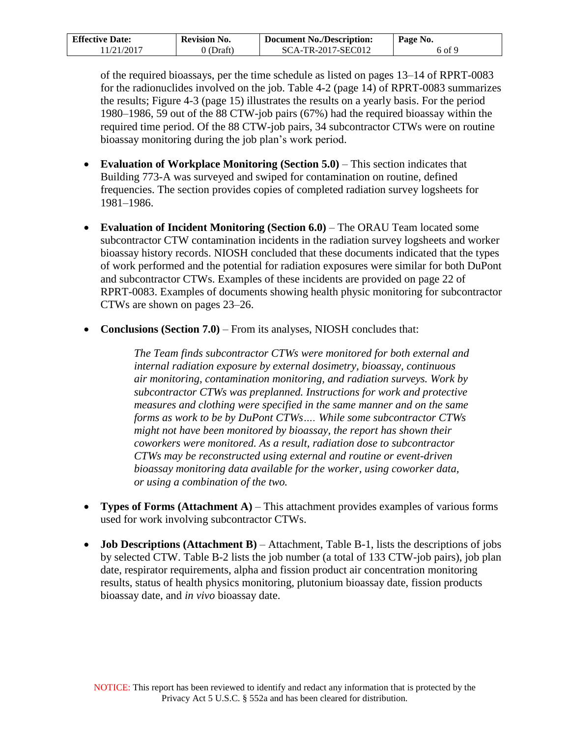of the required bioassays, per the time schedule as listed on pages 13–14 of RPRT-0083 for the radionuclides involved on the job. Table 4-2 (page 14) of RPRT-0083 summarizes the results; Figure 4-3 (page 15) illustrates the results on a yearly basis. For the period 1980–1986, 59 out of the 88 CTW-job pairs (67%) had the required bioassay within the required time period. Of the 88 CTW-job pairs, 34 subcontractor CTWs were on routine bioassay monitoring during the job plan's work period.

- **Evaluation of Workplace Monitoring (Section 5.0)** – This section indicates that Building 773-A was surveyed and swiped for contamination on routine, defined frequencies. The section provides copies of completed radiation survey logsheets for 1981–1986.

- **Evaluation of Incident Monitoring (Section 6.0)** – The ORAU Team located some subcontractor CTW contamination incidents in the radiation survey logsheets and worker bioassay history records. NIOSH concluded that these documents indicated that the types of work performed and the potential for radiation exposures were similar for both DuPont and subcontractor CTWs. Examples of these incidents are provided on page 22 of RPRT-0083. Examples of documents showing health physic monitoring for subcontractor CTWs are shown on pages 23–26.

- **Conclusions (Section 7.0)** – From its analyses, NIOSH concludes that:

  > *The Team finds subcontractor CTWs were monitored for both external and internal radiation exposure by external dosimetry, bioassay, continuous air monitoring, contamination monitoring, and radiation surveys. Work by subcontractor CTWs was preplanned. Instructions for work and protective measures and clothing were specified in the same manner and on the same forms as work to be by DuPont CTWs…. While some subcontractor CTWs might not have been monitored by bioassay, the report has shown their coworkers were monitored. As a result, radiation dose to subcontractor CTWs may be reconstructed using external and routine or event-driven bioassay monitoring data available for the worker, using coworker data, or using a combination of the two.*

- **Types of Forms (Attachment A)** – This attachment provides examples of various forms used for work involving subcontractor CTWs.

- **Job Descriptions (Attachment B)** – Attachment, Table B-1, lists the descriptions of jobs by selected CTW. Table B-2 lists the job number (a total of 133 CTW-job pairs), job plan date, respirator requirements, alpha and fission product air concentration monitoring results, status of health physics monitoring, plutonium bioassay date, fission products bioassay date, and *in vivo* bioassay date.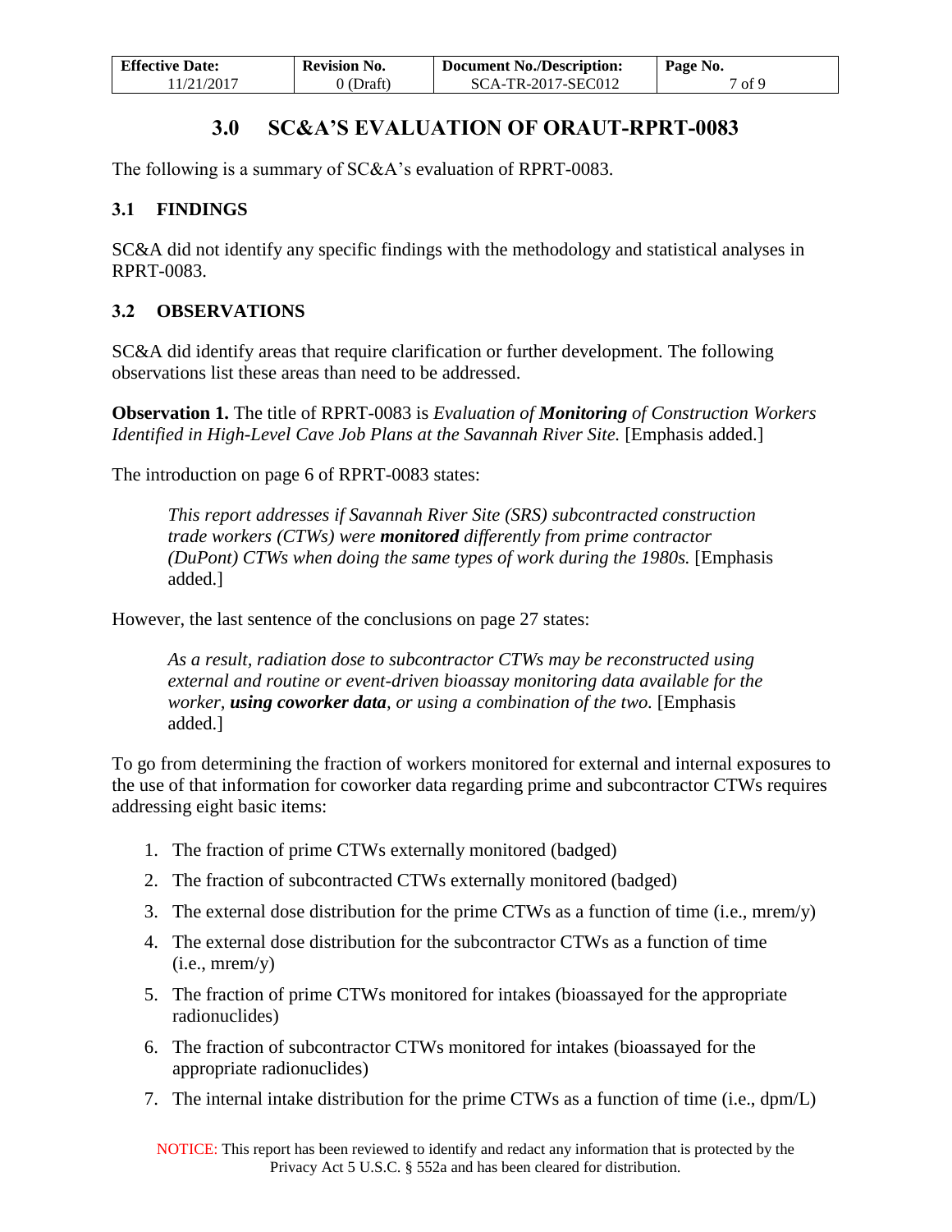# 3.0 SC&A'S EVALUATION OF ORAUT-RPRT-0083

The following is a summary of SC&A's evaluation of RPRT-0083.

## 3.1 FINDINGS

SC&A did not identify any specific findings with the methodology and statistical analyses in RPRT-0083.

## 3.2 OBSERVATIONS

SC&A did identify areas that require clarification or further development. The following observations list these areas than need to be addressed.

**Observation 1.** The title of RPRT-0083 is *Evaluation of **Monitoring** of Construction Workers Identified in High-Level Cave Job Plans at the Savannah River Site.* [Emphasis added.]

The introduction on page 6 of RPRT-0083 states:

> *This report addresses if Savannah River Site (SRS) subcontracted construction trade workers (CTWs) were **monitored** differently from prime contractor (DuPont) CTWs when doing the same types of work during the 1980s.* [Emphasis added.]

However, the last sentence of the conclusions on page 27 states:

> *As a result, radiation dose to subcontractor CTWs may be reconstructed using external and routine or event-driven bioassay monitoring data available for the worker, **using coworker data**, or using a combination of the two.* [Emphasis added.]

To go from determining the fraction of workers monitored for external and internal exposures to the use of that information for coworker data regarding prime and subcontractor CTWs requires addressing eight basic items:

1. The fraction of prime CTWs externally monitored (badged)
2. The fraction of subcontracted CTWs externally monitored (badged)
3. The external dose distribution for the prime CTWs as a function of time (i.e., mrem/y)
4. The external dose distribution for the subcontractor CTWs as a function of time (i.e., mrem/y)
5. The fraction of prime CTWs monitored for intakes (bioassayed for the appropriate radionuclides)
6. The fraction of subcontractor CTWs monitored for intakes (bioassayed for the appropriate radionuclides)
7. The internal intake distribution for the prime CTWs as a function of time (i.e., dpm/L)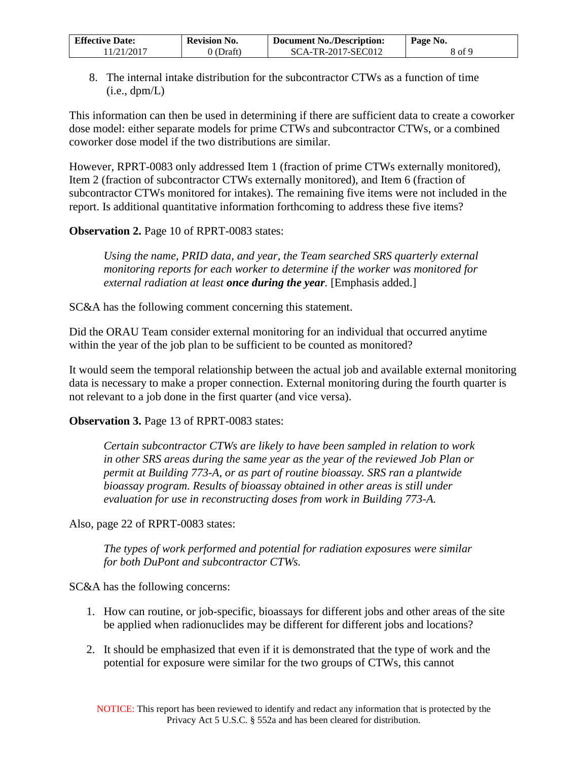8. The internal intake distribution for the subcontractor CTWs as a function of time (i.e., dpm/L)

This information can then be used in determining if there are sufficient data to create a coworker dose model: either separate models for prime CTWs and subcontractor CTWs, or a combined coworker dose model if the two distributions are similar.

However, RPRT-0083 only addressed Item 1 (fraction of prime CTWs externally monitored), Item 2 (fraction of subcontractor CTWs externally monitored), and Item 6 (fraction of subcontractor CTWs monitored for intakes). The remaining five items were not included in the report. Is additional quantitative information forthcoming to address these five items?

**Observation 2.** Page 10 of RPRT-0083 states:

> *Using the name, PRID data, and year, the Team searched SRS quarterly external monitoring reports for each worker to determine if the worker was monitored for external radiation at least **once during the year**.* [Emphasis added.]

SC&A has the following comment concerning this statement.

Did the ORAU Team consider external monitoring for an individual that occurred anytime within the year of the job plan to be sufficient to be counted as monitored?

It would seem the temporal relationship between the actual job and available external monitoring data is necessary to make a proper connection. External monitoring during the fourth quarter is not relevant to a job done in the first quarter (and vice versa).

**Observation 3.** Page 13 of RPRT-0083 states:

> *Certain subcontractor CTWs are likely to have been sampled in relation to work in other SRS areas during the same year as the year of the reviewed Job Plan or permit at Building 773-A, or as part of routine bioassay. SRS ran a plantwide bioassay program. Results of bioassay obtained in other areas is still under evaluation for use in reconstructing doses from work in Building 773-A.*

Also, page 22 of RPRT-0083 states:

> *The types of work performed and potential for radiation exposures were similar for both DuPont and subcontractor CTWs.*

SC&A has the following concerns:

1. How can routine, or job-specific, bioassays for different jobs and other areas of the site be applied when radionuclides may be different for different jobs and locations?

2. It should be emphasized that even if it is demonstrated that the type of work and the potential for exposure were similar for the two groups of CTWs, this cannot

NOTICE: This report has been reviewed to identify and redact any information that is protected by the Privacy Act 5 U.S.C. § 552a and has been cleared for distribution.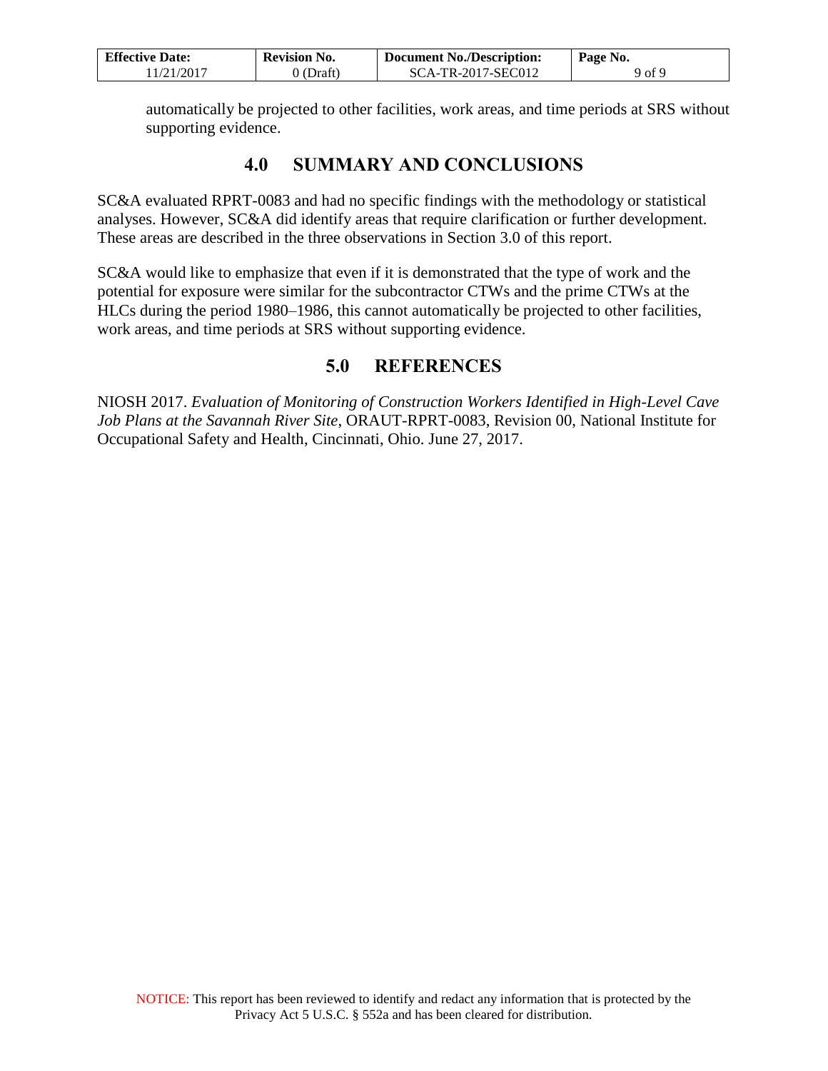automatically be projected to other facilities, work areas, and time periods at SRS without supporting evidence.

## 4.0 SUMMARY AND CONCLUSIONS

SC&A evaluated RPRT-0083 and had no specific findings with the methodology or statistical analyses. However, SC&A did identify areas that require clarification or further development. These areas are described in the three observations in Section 3.0 of this report.

SC&A would like to emphasize that even if it is demonstrated that the type of work and the potential for exposure were similar for the subcontractor CTWs and the prime CTWs at the HLCs during the period 1980–1986, this cannot automatically be projected to other facilities, work areas, and time periods at SRS without supporting evidence.

## 5.0 REFERENCES

NIOSH 2017. *Evaluation of Monitoring of Construction Workers Identified in High-Level Cave Job Plans at the Savannah River Site*, ORAUT-RPRT-0083, Revision 00, National Institute for Occupational Safety and Health, Cincinnati, Ohio. June 27, 2017.

NOTICE: This report has been reviewed to identify and redact any information that is protected by the Privacy Act 5 U.S.C. § 552a and has been cleared for distribution.